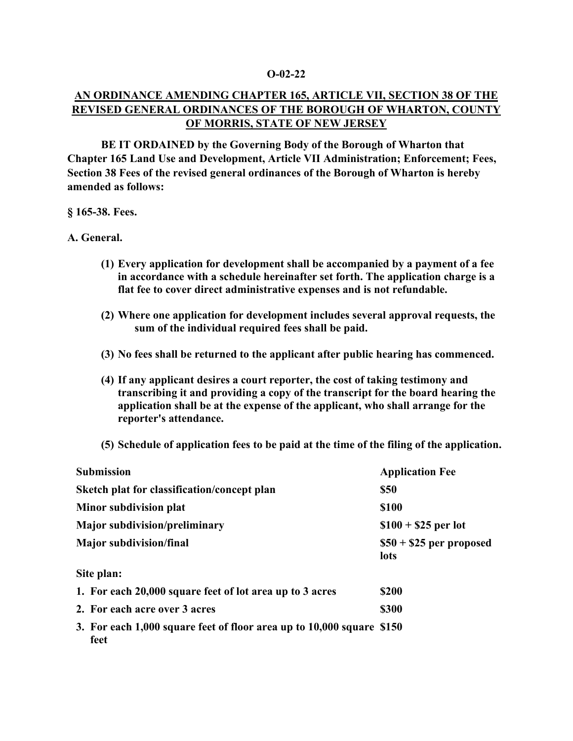**O-02-22**

**AN ORDINANCE AMENDING CHAPTER 165, ARTICLE VII, SECTION 38 OF THE REVISED GENERAL ORDINANCES OF THE BOROUGH OF WHARTON, COUNTY OF MORRIS, STATE OF NEW JERSEY**

**BE IT ORDAINED by the Governing Body of the Borough of Wharton that Chapter 165 Land Use and Development, Article VII Administration; Enforcement; Fees, Section 38 Fees of the revised general ordinances of the Borough of Wharton is hereby amended as follows:**

**§ 165-38. Fees.**

**A. General.**

**(1) Every application for development shall be accompanied by a payment of a fee in accordance with a schedule hereinafter set forth. The application charge is a flat fee to cover direct administrative expenses and is not refundable.**

**(2) Where one application for development includes several approval requests, the sum of the individual required fees shall be paid.**

**(3) No fees shall be returned to the applicant after public hearing has commenced.**

**(4) If any applicant desires a court reporter, the cost of taking testimony and transcribing it and providing a copy of the transcript for the board hearing the application shall be at the expense of the applicant, who shall arrange for the reporter's attendance.**

**(5) Schedule of application fees to be paid at the time of the filing of the application.**

| Submission | Application Fee |
|---|---|
| Sketch plat for classification/concept plan | $50 |
| Minor subdivision plat | $100 |
| Major subdivision/preliminary | $100 + $25 per lot |
| Major subdivision/final | $50 + $25 per proposed lots |
| Site plan: | |
| 1. For each 20,000 square feet of lot area up to 3 acres | $200 |
| 2. For each acre over 3 acres | $300 |
| 3. For each 1,000 square feet of floor area up to 10,000 square feet | $150 |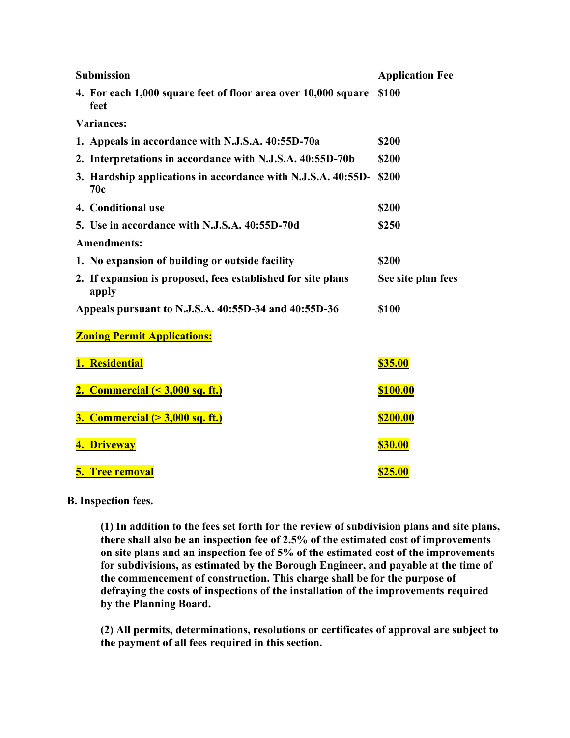| Submission | Application Fee |
|---|---|
| **4. For each 1,000 square feet of floor area over 10,000 square feet** | **$100** |
| **Variances:** | |
| **1. Appeals in accordance with N.J.S.A. 40:55D-70a** | **$200** |
| **2. Interpretations in accordance with N.J.S.A. 40:55D-70b** | **$200** |
| **3. Hardship applications in accordance with N.J.S.A. 40:55D-70c** | **$200** |
| **4. Conditional use** | **$200** |
| **5. Use in accordance with N.J.S.A. 40:55D-70d** | **$250** |
| **Amendments:** | |
| **1. No expansion of building or outside facility** | **$200** |
| **2. If expansion is proposed, fees established for site plans apply** | **See site plan fees** |
| **Appeals pursuant to N.J.S.A. 40:55D-34 and 40:55D-36** | **$100** |
| **Zoning Permit Applications:** | |
| **1. Residential** | **$35.00** |
| **2. Commercial (< 3,000 sq. ft.)** | **$100.00** |
| **3. Commercial (> 3,000 sq. ft.)** | **$200.00** |
| **4. Driveway** | **$30.00** |
| **5. Tree removal** | **$25.00** |

**B. Inspection fees.**

**(1) In addition to the fees set forth for the review of subdivision plans and site plans, there shall also be an inspection fee of 2.5% of the estimated cost of improvements on site plans and an inspection fee of 5% of the estimated cost of the improvements for subdivisions, as estimated by the Borough Engineer, and payable at the time of the commencement of construction. This charge shall be for the purpose of defraying the costs of inspections of the installation of the improvements required by the Planning Board.**

**(2) All permits, determinations, resolutions or certificates of approval are subject to the payment of all fees required in this section.**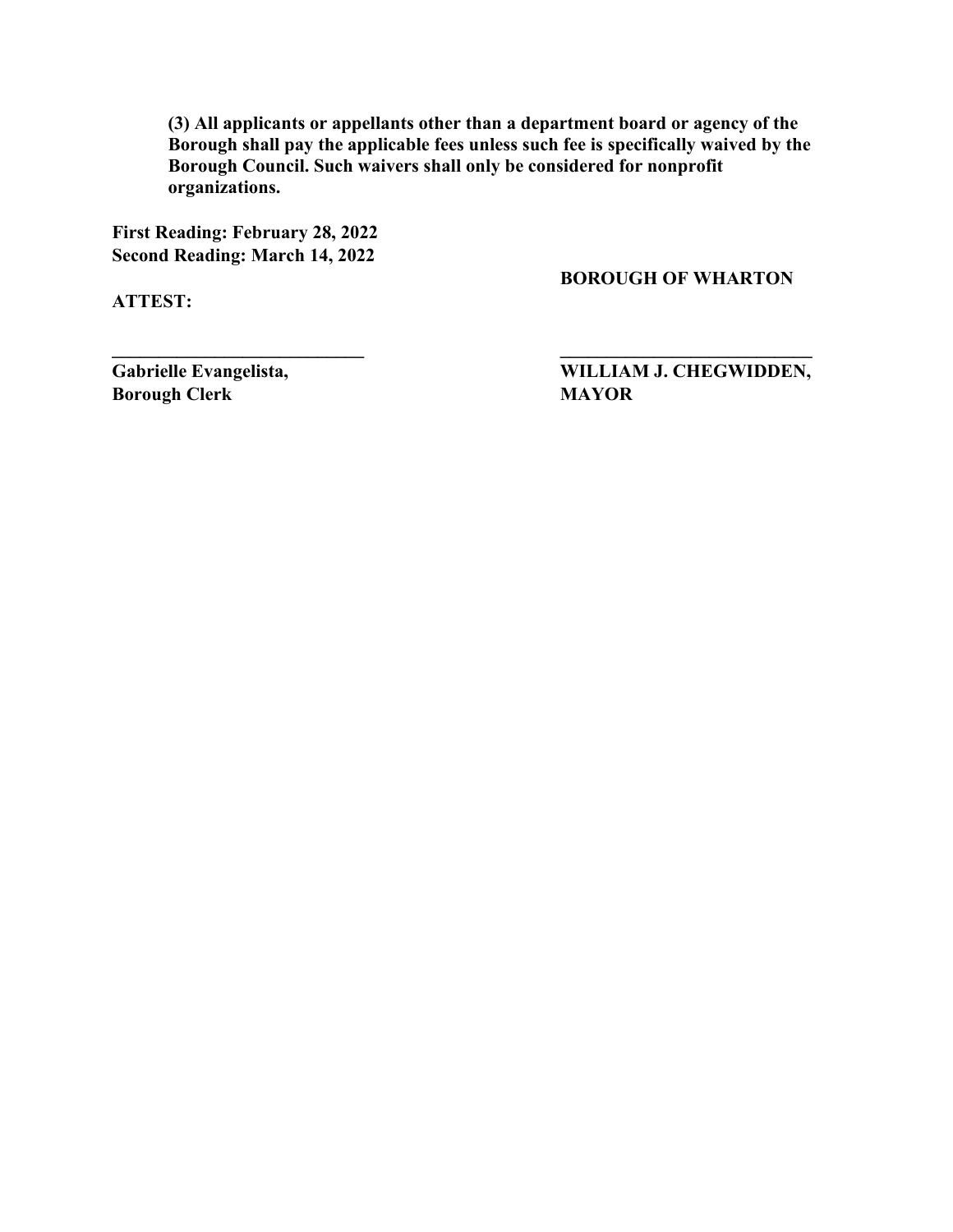**(3) All applicants or appellants other than a department board or agency of the Borough shall pay the applicable fees unless such fee is specifically waived by the Borough Council. Such waivers shall only be considered for nonprofit organizations.**

**First Reading: February 28, 2022**
**Second Reading: March 14, 2022**

**BOROUGH OF WHARTON**

**ATTEST:**

| | |
|---|---|
| **\_\_\_\_\_\_\_\_\_\_\_\_\_\_\_\_\_\_\_\_\_\_\_\_\_\_\_\_** | **\_\_\_\_\_\_\_\_\_\_\_\_\_\_\_\_\_\_\_\_\_\_\_\_\_\_\_\_** |
| **Gabrielle Evangelista,** | **WILLIAM J. CHEGWIDDEN,** |
| **Borough Clerk** | **MAYOR** |